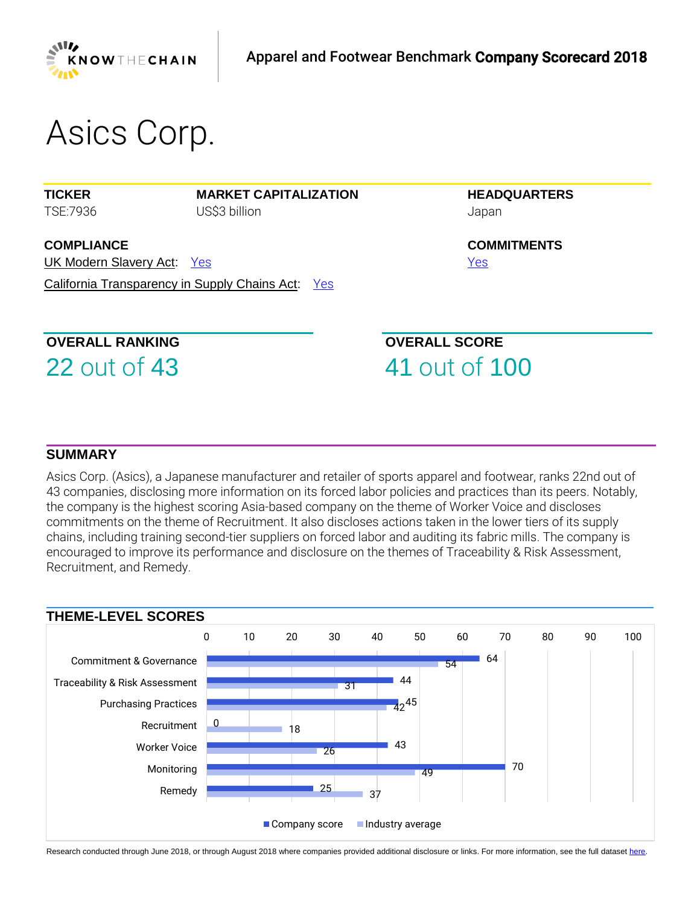Apparel and Footwear Benchmark **Company Scorecard 2018**

# Asics Corp.

| **TICKER** | **MARKET CAPITALIZATION** | **HEADQUARTERS** |
|---|---|---|
| TSE:7936 | US$3 billion | Japan |

**COMPLIANCE**

UK Modern Slavery Act: Yes

California Transparency in Supply Chains Act: Yes

**COMMITMENTS**

Yes

**OVERALL RANKING**

22 out of 43

**OVERALL SCORE**

41 out of 100

## SUMMARY

Asics Corp. (Asics), a Japanese manufacturer and retailer of sports apparel and footwear, ranks 22nd out of 43 companies, disclosing more information on its forced labor policies and practices than its peers. Notably, the company is the highest scoring Asia-based company on the theme of Worker Voice and discloses commitments on the theme of Recruitment. It also discloses actions taken in the lower tiers of its supply chains, including training second-tier suppliers on forced labor and auditing its fabric mills. The company is encouraged to improve its performance and disclosure on the themes of Traceability & Risk Assessment, Recruitment, and Remedy.

## THEME-LEVEL SCORES

| Theme | Company score | Industry average |
|---|---|---|
| Commitment & Governance | 64 | 54 |
| Traceability & Risk Assessment | 44 | 31 |
| Purchasing Practices | 45 | 42 |
| Recruitment | 0 | 18 |
| Worker Voice | 43 | 26 |
| Monitoring | 70 | 49 |
| Remedy | 25 | 37 |

Research conducted through June 2018, or through August 2018 where companies provided additional disclosure or links. For more information, see the full dataset here.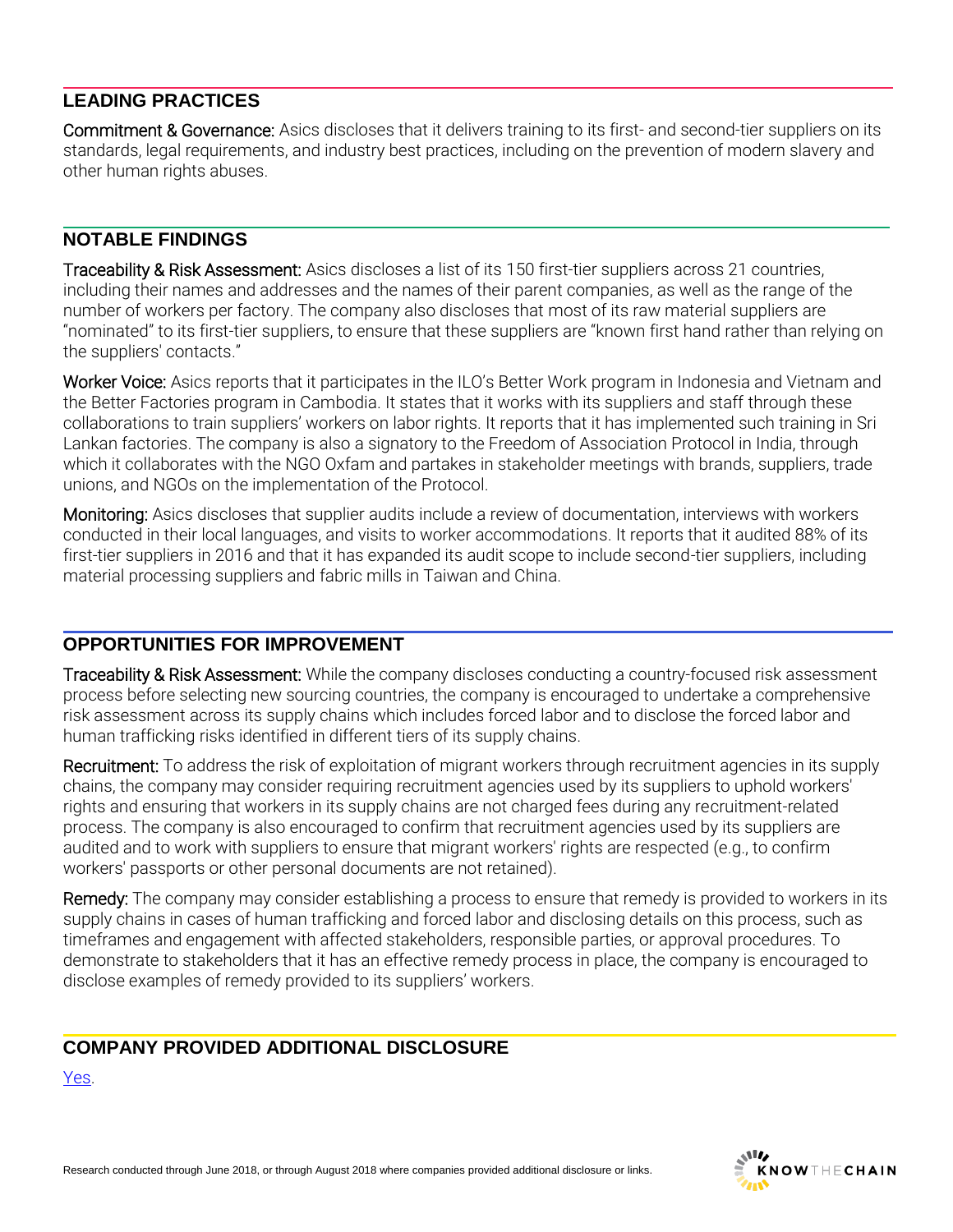## LEADING PRACTICES

**Commitment & Governance:** Asics discloses that it delivers training to its first- and second-tier suppliers on its standards, legal requirements, and industry best practices, including on the prevention of modern slavery and other human rights abuses.

## NOTABLE FINDINGS

**Traceability & Risk Assessment:** Asics discloses a list of its 150 first-tier suppliers across 21 countries, including their names and addresses and the names of their parent companies, as well as the range of the number of workers per factory. The company also discloses that most of its raw material suppliers are "nominated" to its first-tier suppliers, to ensure that these suppliers are "known first hand rather than relying on the suppliers' contacts."

**Worker Voice:** Asics reports that it participates in the ILO's Better Work program in Indonesia and Vietnam and the Better Factories program in Cambodia. It states that it works with its suppliers and staff through these collaborations to train suppliers' workers on labor rights. It reports that it has implemented such training in Sri Lankan factories. The company is also a signatory to the Freedom of Association Protocol in India, through which it collaborates with the NGO Oxfam and partakes in stakeholder meetings with brands, suppliers, trade unions, and NGOs on the implementation of the Protocol.

**Monitoring:** Asics discloses that supplier audits include a review of documentation, interviews with workers conducted in their local languages, and visits to worker accommodations. It reports that it audited 88% of its first-tier suppliers in 2016 and that it has expanded its audit scope to include second-tier suppliers, including material processing suppliers and fabric mills in Taiwan and China.

## OPPORTUNITIES FOR IMPROVEMENT

**Traceability & Risk Assessment:** While the company discloses conducting a country-focused risk assessment process before selecting new sourcing countries, the company is encouraged to undertake a comprehensive risk assessment across its supply chains which includes forced labor and to disclose the forced labor and human trafficking risks identified in different tiers of its supply chains.

**Recruitment:** To address the risk of exploitation of migrant workers through recruitment agencies in its supply chains, the company may consider requiring recruitment agencies used by its suppliers to uphold workers' rights and ensuring that workers in its supply chains are not charged fees during any recruitment-related process. The company is also encouraged to confirm that recruitment agencies used by its suppliers are audited and to work with suppliers to ensure that migrant workers' rights are respected (e.g., to confirm workers' passports or other personal documents are not retained).

**Remedy:** The company may consider establishing a process to ensure that remedy is provided to workers in its supply chains in cases of human trafficking and forced labor and disclosing details on this process, such as timeframes and engagement with affected stakeholders, responsible parties, or approval procedures. To demonstrate to stakeholders that it has an effective remedy process in place, the company is encouraged to disclose examples of remedy provided to its suppliers' workers.

## COMPANY PROVIDED ADDITIONAL DISCLOSURE

Yes.

Research conducted through June 2018, or through August 2018 where companies provided additional disclosure or links.